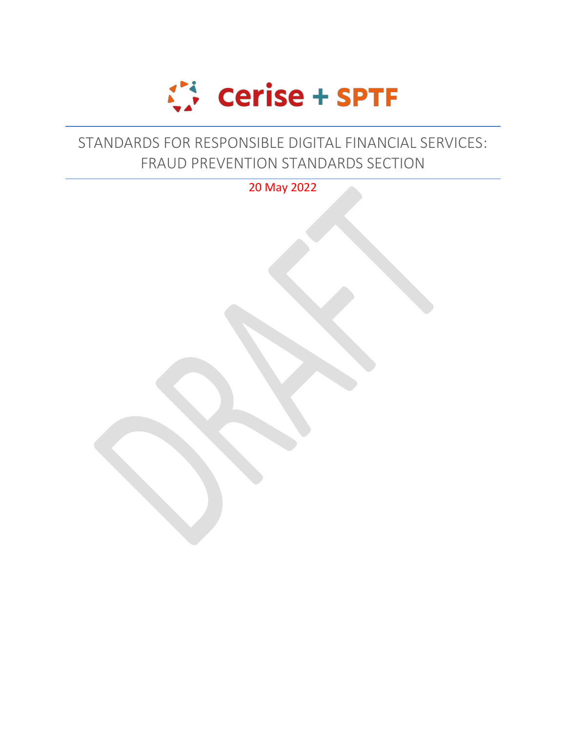Cerise + SPTF

# STANDARDS FOR RESPONSIBLE DIGITAL FINANCIAL SERVICES: FRAUD PREVENTION STANDARDS SECTION

20 May 2022

DRAFT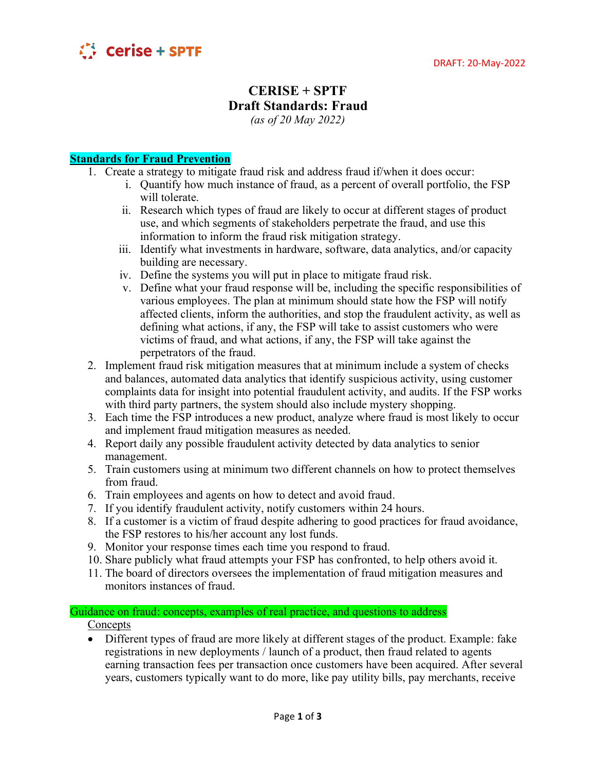# CERISE + SPTF
## Draft Standards: Fraud

*(as of 20 May 2022)*

**Standards for Fraud Prevention**

1. Create a strategy to mitigate fraud risk and address fraud if/when it does occur:
   i. Quantify how much instance of fraud, as a percent of overall portfolio, the FSP will tolerate.
   ii. Research which types of fraud are likely to occur at different stages of product use, and which segments of stakeholders perpetrate the fraud, and use this information to inform the fraud risk mitigation strategy.
   iii. Identify what investments in hardware, software, data analytics, and/or capacity building are necessary.
   iv. Define the systems you will put in place to mitigate fraud risk.
   v. Define what your fraud response will be, including the specific responsibilities of various employees. The plan at minimum should state how the FSP will notify affected clients, inform the authorities, and stop the fraudulent activity, as well as defining what actions, if any, the FSP will take to assist customers who were victims of fraud, and what actions, if any, the FSP will take against the perpetrators of the fraud.
2. Implement fraud risk mitigation measures that at minimum include a system of checks and balances, automated data analytics that identify suspicious activity, using customer complaints data for insight into potential fraudulent activity, and audits. If the FSP works with third party partners, the system should also include mystery shopping.
3. Each time the FSP introduces a new product, analyze where fraud is most likely to occur and implement fraud mitigation measures as needed.
4. Report daily any possible fraudulent activity detected by data analytics to senior management.
5. Train customers using at minimum two different channels on how to protect themselves from fraud.
6. Train employees and agents on how to detect and avoid fraud.
7. If you identify fraudulent activity, notify customers within 24 hours.
8. If a customer is a victim of fraud despite adhering to good practices for fraud avoidance, the FSP restores to his/her account any lost funds.
9. Monitor your response times each time you respond to fraud.
10. Share publicly what fraud attempts your FSP has confronted, to help others avoid it.
11. The board of directors oversees the implementation of fraud mitigation measures and monitors instances of fraud.

Guidance on fraud: concepts, examples of real practice, and questions to address

Concepts

- Different types of fraud are more likely at different stages of the product. Example: fake registrations in new deployments / launch of a product, then fraud related to agents earning transaction fees per transaction once customers have been acquired. After several years, customers typically want to do more, like pay utility bills, pay merchants, receive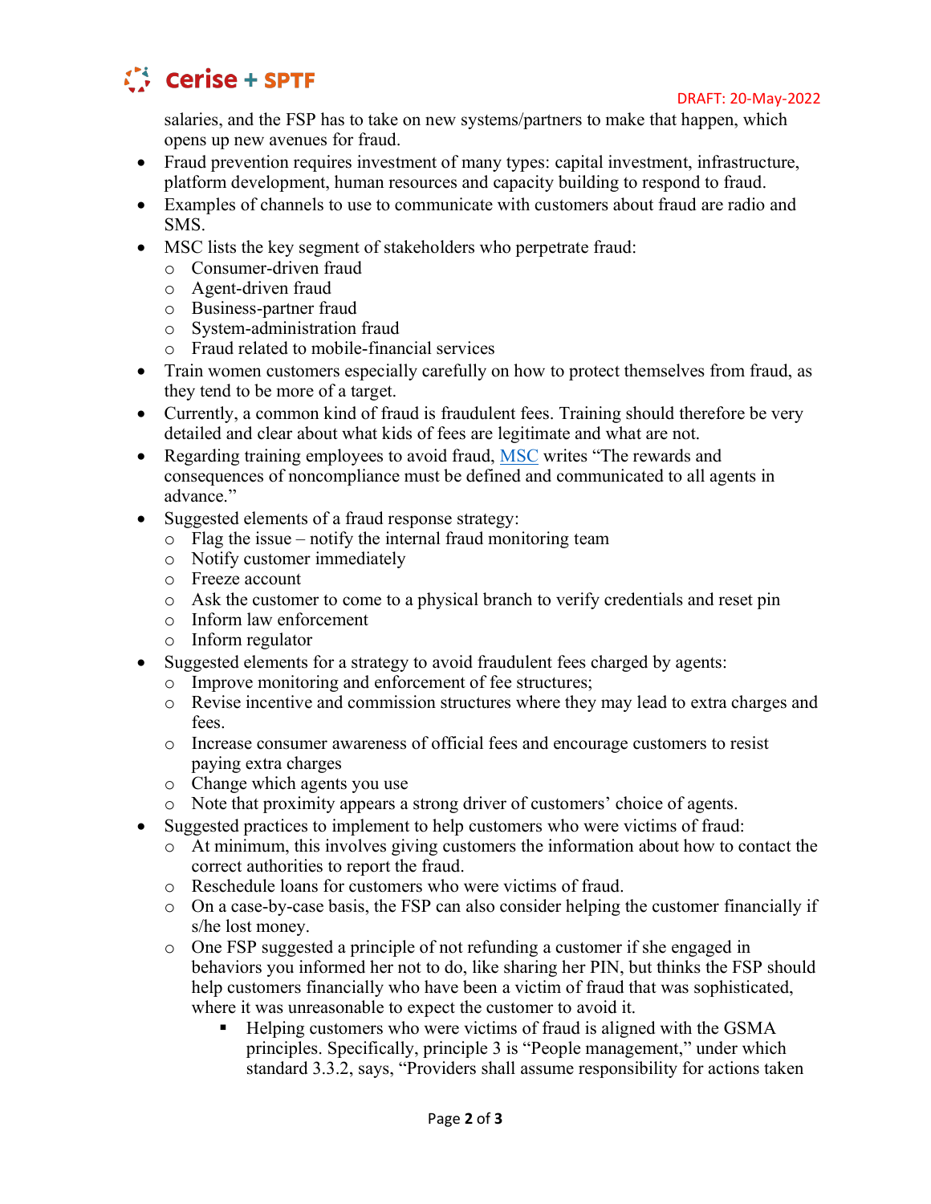salaries, and the FSP has to take on new systems/partners to make that happen, which opens up new avenues for fraud.

- Fraud prevention requires investment of many types: capital investment, infrastructure, platform development, human resources and capacity building to respond to fraud.
- Examples of channels to use to communicate with customers about fraud are radio and SMS.
- MSC lists the key segment of stakeholders who perpetrate fraud:
  - Consumer-driven fraud
  - Agent-driven fraud
  - Business-partner fraud
  - System-administration fraud
  - Fraud related to mobile-financial services
- Train women customers especially carefully on how to protect themselves from fraud, as they tend to be more of a target.
- Currently, a common kind of fraud is fraudulent fees. Training should therefore be very detailed and clear about what kids of fees are legitimate and what are not.
- Regarding training employees to avoid fraud, [MSC](MSC) writes "The rewards and consequences of noncompliance must be defined and communicated to all agents in advance."
- Suggested elements of a fraud response strategy:
  - Flag the issue – notify the internal fraud monitoring team
  - Notify customer immediately
  - Freeze account
  - Ask the customer to come to a physical branch to verify credentials and reset pin
  - Inform law enforcement
  - Inform regulator
- Suggested elements for a strategy to avoid fraudulent fees charged by agents:
  - Improve monitoring and enforcement of fee structures;
  - Revise incentive and commission structures where they may lead to extra charges and fees.
  - Increase consumer awareness of official fees and encourage customers to resist paying extra charges
  - Change which agents you use
  - Note that proximity appears a strong driver of customers' choice of agents.
- Suggested practices to implement to help customers who were victims of fraud:
  - At minimum, this involves giving customers the information about how to contact the correct authorities to report the fraud.
  - Reschedule loans for customers who were victims of fraud.
  - On a case-by-case basis, the FSP can also consider helping the customer financially if s/he lost money.
  - One FSP suggested a principle of not refunding a customer if she engaged in behaviors you informed her not to do, like sharing her PIN, but thinks the FSP should help customers financially who have been a victim of fraud that was sophisticated, where it was unreasonable to expect the customer to avoid it.
    - Helping customers who were victims of fraud is aligned with the GSMA principles. Specifically, principle 3 is "People management," under which standard 3.3.2, says, "Providers shall assume responsibility for actions taken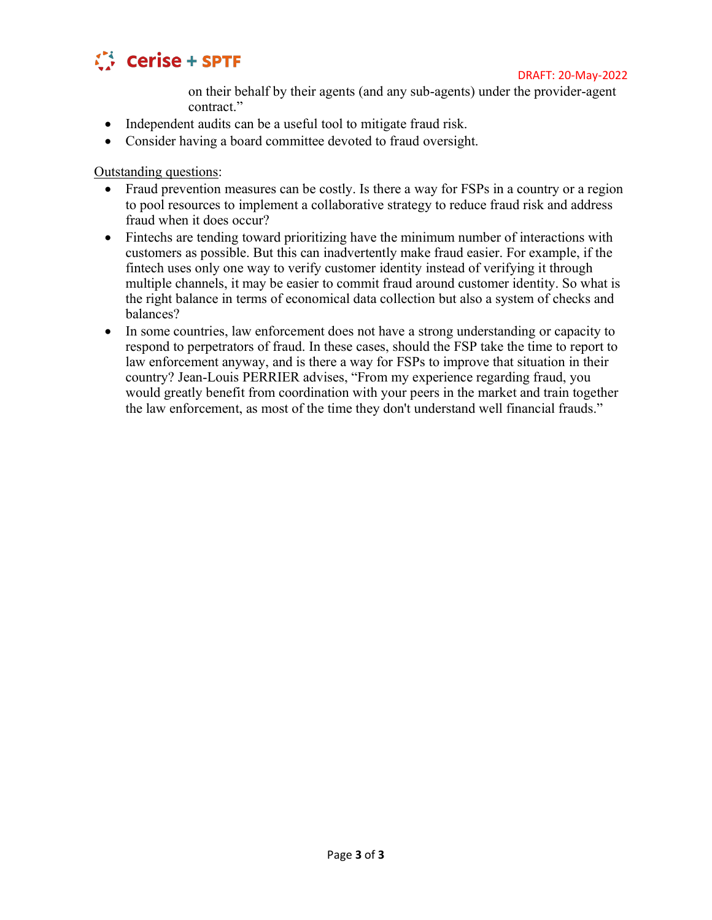on their behalf by their agents (and any sub-agents) under the provider-agent contract."

- Independent audits can be a useful tool to mitigate fraud risk.
- Consider having a board committee devoted to fraud oversight.

Outstanding questions:

- Fraud prevention measures can be costly. Is there a way for FSPs in a country or a region to pool resources to implement a collaborative strategy to reduce fraud risk and address fraud when it does occur?
- Fintechs are tending toward prioritizing have the minimum number of interactions with customers as possible. But this can inadvertently make fraud easier. For example, if the fintech uses only one way to verify customer identity instead of verifying it through multiple channels, it may be easier to commit fraud around customer identity. So what is the right balance in terms of economical data collection but also a system of checks and balances?
- In some countries, law enforcement does not have a strong understanding or capacity to respond to perpetrators of fraud. In these cases, should the FSP take the time to report to law enforcement anyway, and is there a way for FSPs to improve that situation in their country? Jean-Louis PERRIER advises, "From my experience regarding fraud, you would greatly benefit from coordination with your peers in the market and train together the law enforcement, as most of the time they don't understand well financial frauds."